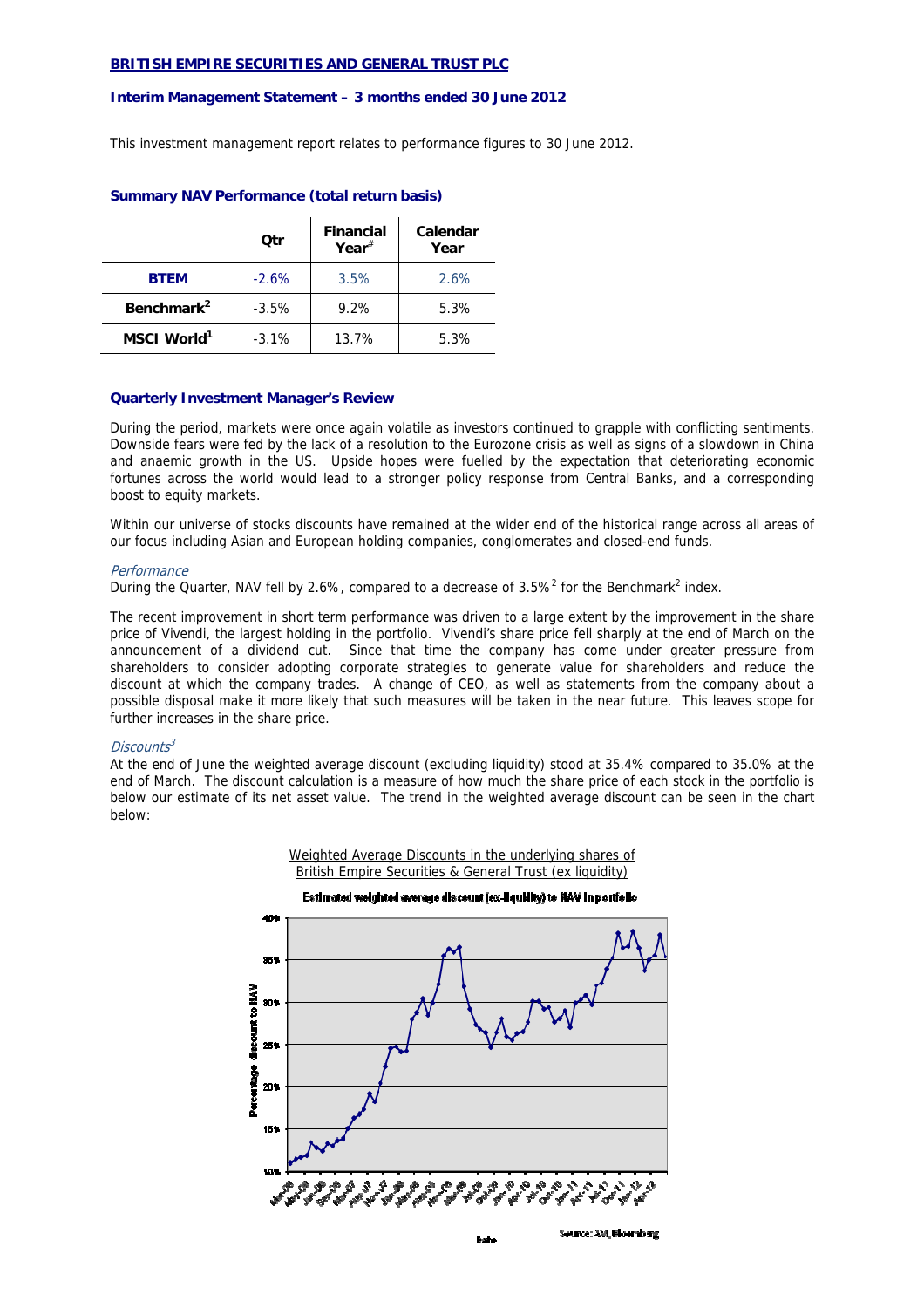**BRITISH EMPIRE SECURITIES AND GENERAL TRUST PLC**

**Interim Management Statement – 3 months ended 30 June 2012**

This investment management report relates to performance figures to 30 June 2012.

### Summary NAV Performance (total return basis)

| | Qtr | Financial Year[#] | Calendar Year |
|---|---|---|---|
| **BTEM** | -2.6% | 3.5% | 2.6% |
| **Benchmark[2]** | -3.5% | 9.2% | 5.3% |
| **MSCI World[1]** | -3.1% | 13.7% | 5.3% |

### Quarterly Investment Manager's Review

During the period, markets were once again volatile as investors continued to grapple with conflicting sentiments. Downside fears were fed by the lack of a resolution to the Eurozone crisis as well as signs of a slowdown in China and anaemic growth in the US. Upside hopes were fuelled by the expectation that deteriorating economic fortunes across the world would lead to a stronger policy response from Central Banks, and a corresponding boost to equity markets.

Within our universe of stocks discounts have remained at the wider end of the historical range across all areas of our focus including Asian and European holding companies, conglomerates and closed-end funds.

*Performance*

During the Quarter, NAV fell by 2.6%, compared to a decrease of 3.5%[2] for the Benchmark[2] index.

The recent improvement in short term performance was driven to a large extent by the improvement in the share price of Vivendi, the largest holding in the portfolio. Vivendi's share price fell sharply at the end of March on the announcement of a dividend cut. Since that time the company has come under greater pressure from shareholders to consider adopting corporate strategies to generate value for shareholders and reduce the discount at which the company trades. A change of CEO, as well as statements from the company about a possible disposal make it more likely that such measures will be taken in the near future. This leaves scope for further increases in the share price.

*Discounts[3]*

At the end of June the weighted average discount (excluding liquidity) stood at 35.4% compared to 35.0% at the end of March. The discount calculation is a measure of how much the share price of each stock in the portfolio is below our estimate of its net asset value. The trend in the weighted average discount can be seen in the chart below:

Weighted Average Discounts in the underlying shares of British Empire Securities & General Trust (ex liquidity)

Estimated weighted average discount (ex-liquidity) to NAV in portfolio

Source: AVI, Bloomberg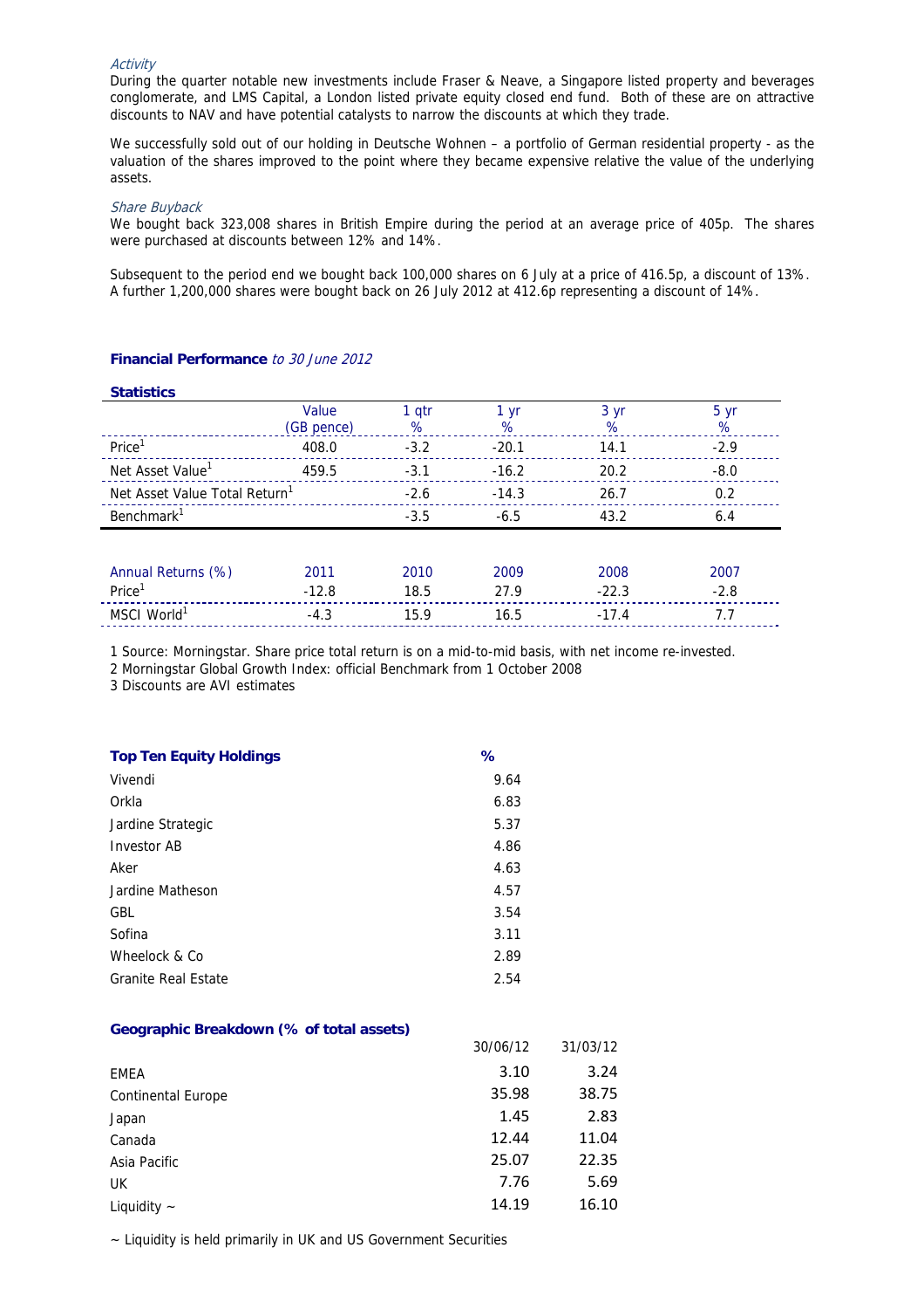*Activity*

During the quarter notable new investments include Fraser & Neave, a Singapore listed property and beverages conglomerate, and LMS Capital, a London listed private equity closed end fund. Both of these are on attractive discounts to NAV and have potential catalysts to narrow the discounts at which they trade.

We successfully sold out of our holding in Deutsche Wohnen – a portfolio of German residential property - as the valuation of the shares improved to the point where they became expensive relative the value of the underlying assets.

*Share Buyback*

We bought back 323,008 shares in British Empire during the period at an average price of 405p. The shares were purchased at discounts between 12% and 14%.

Subsequent to the period end we bought back 100,000 shares on 6 July at a price of 416.5p, a discount of 13%. A further 1,200,000 shares were bought back on 26 July 2012 at 412.6p representing a discount of 14%.

**Financial Performance** *to 30 June 2012*

**Statistics**

| | Value (GB pence) | 1 qtr % | 1 yr % | 3 yr % | 5 yr % |
|---|---|---|---|---|---|
| Price[1] | 408.0 | -3.2 | -20.1 | 14.1 | -2.9 |
| Net Asset Value[1] | 459.5 | -3.1 | -16.2 | 20.2 | -8.0 |
| Net Asset Value Total Return[1] | | -2.6 | -14.3 | 26.7 | 0.2 |
| Benchmark[1] | | -3.5 | -6.5 | 43.2 | 6.4 |

| Annual Returns (%) | 2011 | 2010 | 2009 | 2008 | 2007 |
|---|---|---|---|---|---|
| Price[1] | -12.8 | 18.5 | 27.9 | -22.3 | -2.8 |
| MSCI World[1] | -4.3 | 15.9 | 16.5 | -17.4 | 7.7 |

1 Source: Morningstar. Share price total return is on a mid-to-mid basis, with net income re-invested.

2 Morningstar Global Growth Index: official Benchmark from 1 October 2008

3 Discounts are AVI estimates

| **Top Ten Equity Holdings** | **%** |
|---|---|
| Vivendi | 9.64 |
| Orkla | 6.83 |
| Jardine Strategic | 5.37 |
| Investor AB | 4.86 |
| Aker | 4.63 |
| Jardine Matheson | 4.57 |
| GBL | 3.54 |
| Sofina | 3.11 |
| Wheelock & Co | 2.89 |
| Granite Real Estate | 2.54 |

**Geographic Breakdown (% of total assets)**

| | 30/06/12 | 31/03/12 |
|---|---|---|
| EMEA | 3.10 | 3.24 |
| Continental Europe | 35.98 | 38.75 |
| Japan | 1.45 | 2.83 |
| Canada | 12.44 | 11.04 |
| Asia Pacific | 25.07 | 22.35 |
| UK | 7.76 | 5.69 |
| Liquidity ~ | 14.19 | 16.10 |

~ Liquidity is held primarily in UK and US Government Securities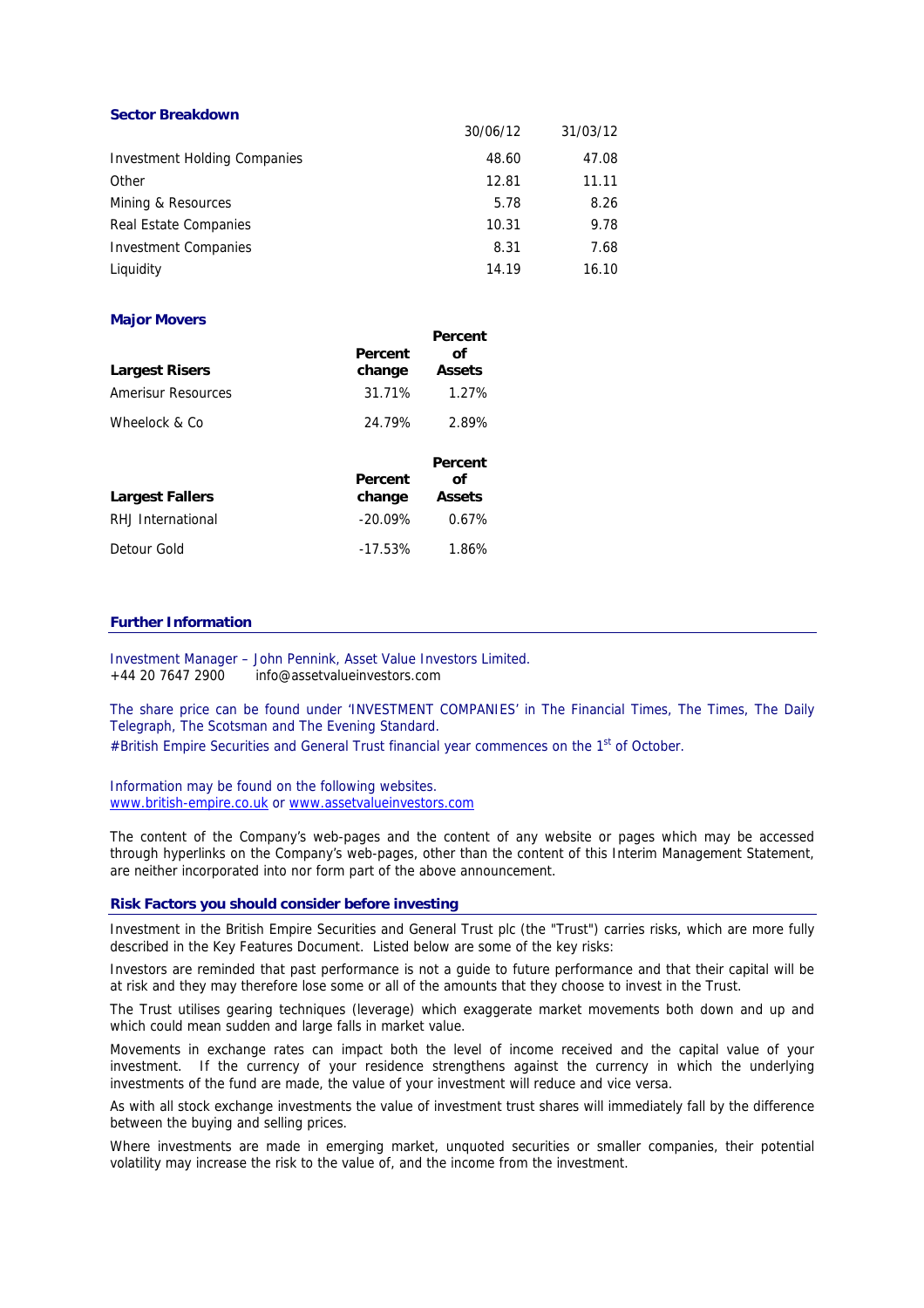### Sector Breakdown

| | 30/06/12 | 31/03/12 |
|---|---|---|
| Investment Holding Companies | 48.60 | 47.08 |
| Other | 12.81 | 11.11 |
| Mining & Resources | 5.78 | 8.26 |
| Real Estate Companies | 10.31 | 9.78 |
| Investment Companies | 8.31 | 7.68 |
| Liquidity | 14.19 | 16.10 |

### Major Movers

| Largest Risers | Percent change | Percent of Assets |
|---|---|---|
| Amerisur Resources | 31.71% | 1.27% |
| Wheelock & Co | 24.79% | 2.89% |

| Largest Fallers | Percent change | Percent of Assets |
|---|---|---|
| RHJ International | -20.09% | 0.67% |
| Detour Gold | -17.53% | 1.86% |

### Further Information

Investment Manager – John Pennink, Asset Value Investors Limited.
+44 20 7647 2900 info@assetvalueinvestors.com

The share price can be found under 'INVESTMENT COMPANIES' in The Financial Times, The Times, The Daily Telegraph, The Scotsman and The Evening Standard.

#British Empire Securities and General Trust financial year commences on the 1st of October.

Information may be found on the following websites.
www.british-empire.co.uk or www.assetvalueinvestors.com

The content of the Company's web-pages and the content of any website or pages which may be accessed through hyperlinks on the Company's web-pages, other than the content of this Interim Management Statement, are neither incorporated into nor form part of the above announcement.

### Risk Factors you should consider before investing

Investment in the British Empire Securities and General Trust plc (the "Trust") carries risks, which are more fully described in the Key Features Document. Listed below are some of the key risks:

Investors are reminded that past performance is not a guide to future performance and that their capital will be at risk and they may therefore lose some or all of the amounts that they choose to invest in the Trust.

The Trust utilises gearing techniques (leverage) which exaggerate market movements both down and up and which could mean sudden and large falls in market value.

Movements in exchange rates can impact both the level of income received and the capital value of your investment. If the currency of your residence strengthens against the currency in which the underlying investments of the fund are made, the value of your investment will reduce and vice versa.

As with all stock exchange investments the value of investment trust shares will immediately fall by the difference between the buying and selling prices.

Where investments are made in emerging market, unquoted securities or smaller companies, their potential volatility may increase the risk to the value of, and the income from the investment.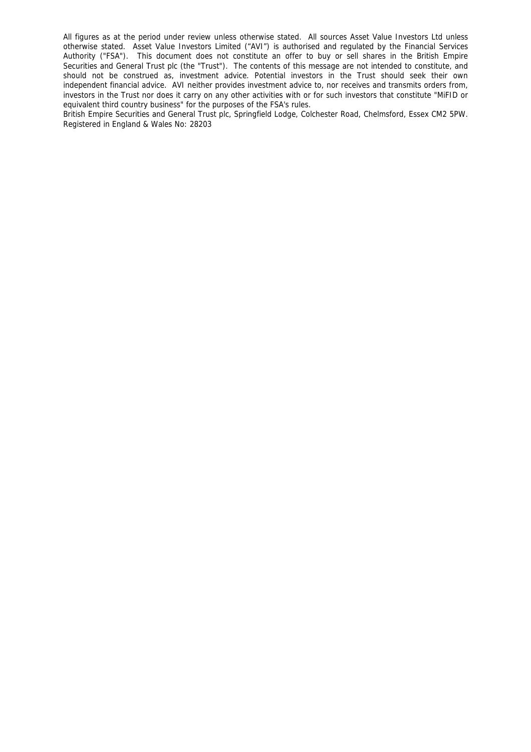All figures as at the period under review unless otherwise stated. All sources Asset Value Investors Ltd unless otherwise stated. Asset Value Investors Limited ("AVI") is authorised and regulated by the Financial Services Authority ("FSA"). This document does not constitute an offer to buy or sell shares in the British Empire Securities and General Trust plc (the "Trust"). The contents of this message are not intended to constitute, and should not be construed as, investment advice. Potential investors in the Trust should seek their own independent financial advice. AVI neither provides investment advice to, nor receives and transmits orders from, investors in the Trust nor does it carry on any other activities with or for such investors that constitute "MiFID or equivalent third country business" for the purposes of the FSA's rules.

British Empire Securities and General Trust plc, Springfield Lodge, Colchester Road, Chelmsford, Essex CM2 5PW. Registered in England & Wales No: 28203